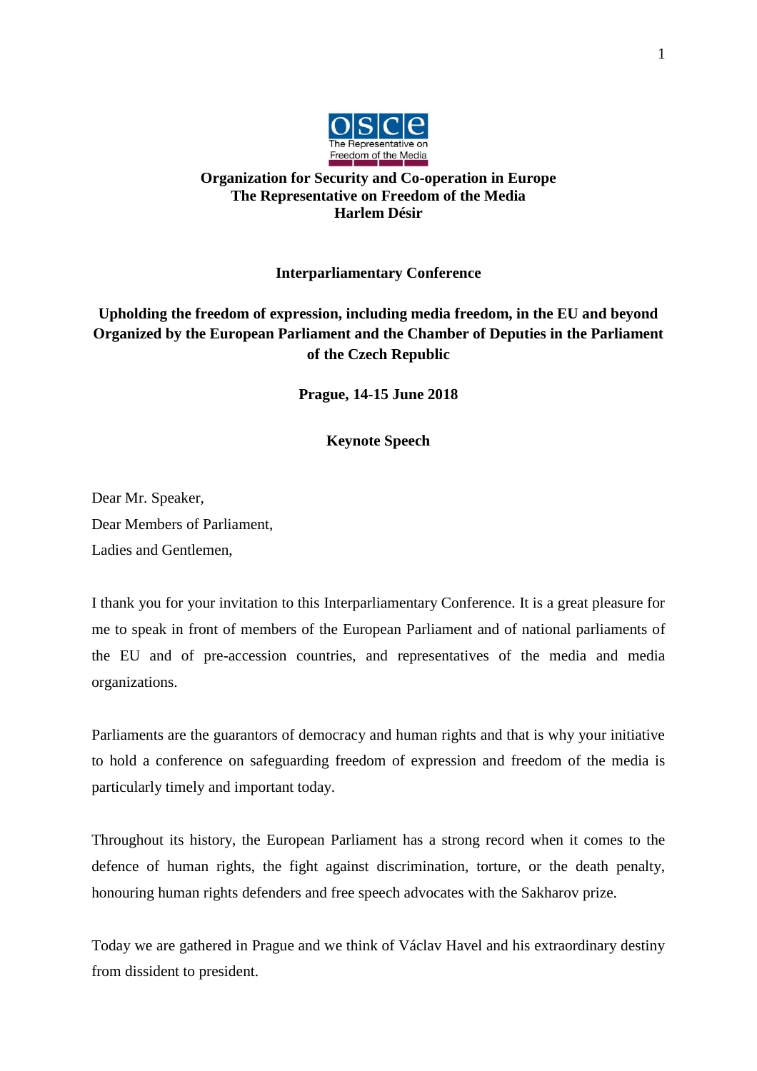**Organization for Security and Co-operation in Europe**
**The Representative on Freedom of the Media**
**Harlem Désir**

**Interparliamentary Conference**

**Upholding the freedom of expression, including media freedom, in the EU and beyond**
**Organized by the European Parliament and the Chamber of Deputies in the Parliament of the Czech Republic**

**Prague, 14-15 June 2018**

**Keynote Speech**

Dear Mr. Speaker,
Dear Members of Parliament,
Ladies and Gentlemen,

I thank you for your invitation to this Interparliamentary Conference. It is a great pleasure for me to speak in front of members of the European Parliament and of national parliaments of the EU and of pre-accession countries, and representatives of the media and media organizations.

Parliaments are the guarantors of democracy and human rights and that is why your initiative to hold a conference on safeguarding freedom of expression and freedom of the media is particularly timely and important today.

Throughout its history, the European Parliament has a strong record when it comes to the defence of human rights, the fight against discrimination, torture, or the death penalty, honouring human rights defenders and free speech advocates with the Sakharov prize.

Today we are gathered in Prague and we think of Václav Havel and his extraordinary destiny from dissident to president.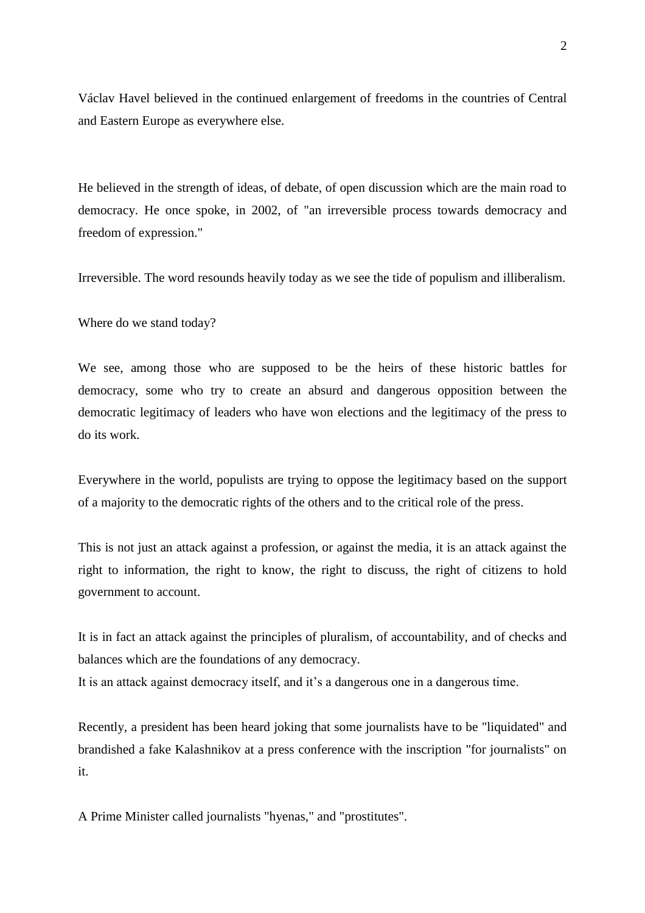Václav Havel believed in the continued enlargement of freedoms in the countries of Central and Eastern Europe as everywhere else.

He believed in the strength of ideas, of debate, of open discussion which are the main road to democracy. He once spoke, in 2002, of "an irreversible process towards democracy and freedom of expression."

Irreversible. The word resounds heavily today as we see the tide of populism and illiberalism.

Where do we stand today?

We see, among those who are supposed to be the heirs of these historic battles for democracy, some who try to create an absurd and dangerous opposition between the democratic legitimacy of leaders who have won elections and the legitimacy of the press to do its work.

Everywhere in the world, populists are trying to oppose the legitimacy based on the support of a majority to the democratic rights of the others and to the critical role of the press.

This is not just an attack against a profession, or against the media, it is an attack against the right to information, the right to know, the right to discuss, the right of citizens to hold government to account.

It is in fact an attack against the principles of pluralism, of accountability, and of checks and balances which are the foundations of any democracy.
It is an attack against democracy itself, and it's a dangerous one in a dangerous time.

Recently, a president has been heard joking that some journalists have to be "liquidated" and brandished a fake Kalashnikov at a press conference with the inscription "for journalists" on it.

A Prime Minister called journalists "hyenas," and "prostitutes".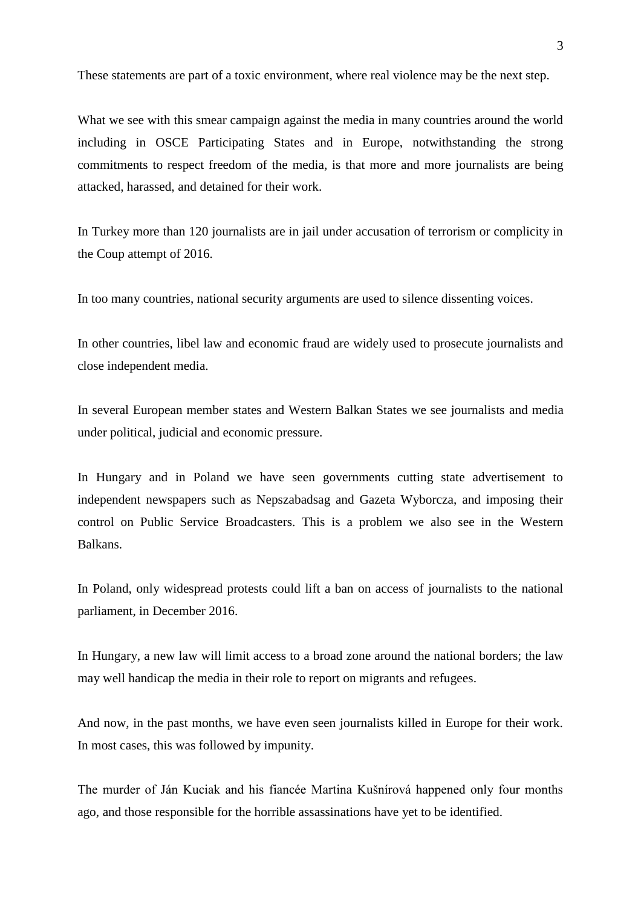These statements are part of a toxic environment, where real violence may be the next step.

What we see with this smear campaign against the media in many countries around the world including in OSCE Participating States and in Europe, notwithstanding the strong commitments to respect freedom of the media, is that more and more journalists are being attacked, harassed, and detained for their work.

In Turkey more than 120 journalists are in jail under accusation of terrorism or complicity in the Coup attempt of 2016.

In too many countries, national security arguments are used to silence dissenting voices.

In other countries, libel law and economic fraud are widely used to prosecute journalists and close independent media.

In several European member states and Western Balkan States we see journalists and media under political, judicial and economic pressure.

In Hungary and in Poland we have seen governments cutting state advertisement to independent newspapers such as Nepszabadsag and Gazeta Wyborcza, and imposing their control on Public Service Broadcasters. This is a problem we also see in the Western Balkans.

In Poland, only widespread protests could lift a ban on access of journalists to the national parliament, in December 2016.

In Hungary, a new law will limit access to a broad zone around the national borders; the law may well handicap the media in their role to report on migrants and refugees.

And now, in the past months, we have even seen journalists killed in Europe for their work. In most cases, this was followed by impunity.

The murder of Ján Kuciak and his fiancée Martina Kušnírová happened only four months ago, and those responsible for the horrible assassinations have yet to be identified.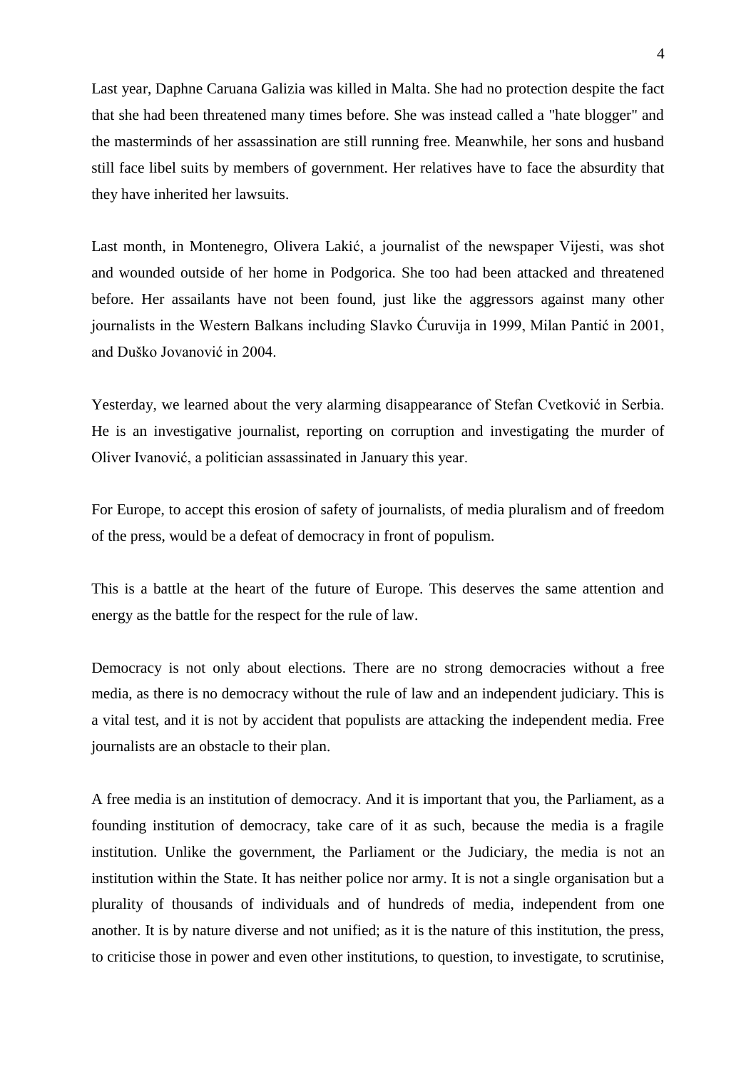Last year, Daphne Caruana Galizia was killed in Malta. She had no protection despite the fact that she had been threatened many times before. She was instead called a "hate blogger" and the masterminds of her assassination are still running free. Meanwhile, her sons and husband still face libel suits by members of government. Her relatives have to face the absurdity that they have inherited her lawsuits.

Last month, in Montenegro, Olivera Lakić, a journalist of the newspaper Vijesti, was shot and wounded outside of her home in Podgorica. She too had been attacked and threatened before. Her assailants have not been found, just like the aggressors against many other journalists in the Western Balkans including Slavko Ćuruvija in 1999, Milan Pantić in 2001, and Duško Jovanović in 2004.

Yesterday, we learned about the very alarming disappearance of Stefan Cvetković in Serbia. He is an investigative journalist, reporting on corruption and investigating the murder of Oliver Ivanović, a politician assassinated in January this year.

For Europe, to accept this erosion of safety of journalists, of media pluralism and of freedom of the press, would be a defeat of democracy in front of populism.

This is a battle at the heart of the future of Europe. This deserves the same attention and energy as the battle for the respect for the rule of law.

Democracy is not only about elections. There are no strong democracies without a free media, as there is no democracy without the rule of law and an independent judiciary. This is a vital test, and it is not by accident that populists are attacking the independent media. Free journalists are an obstacle to their plan.

A free media is an institution of democracy. And it is important that you, the Parliament, as a founding institution of democracy, take care of it as such, because the media is a fragile institution. Unlike the government, the Parliament or the Judiciary, the media is not an institution within the State. It has neither police nor army. It is not a single organisation but a plurality of thousands of individuals and of hundreds of media, independent from one another. It is by nature diverse and not unified; as it is the nature of this institution, the press, to criticise those in power and even other institutions, to question, to investigate, to scrutinise,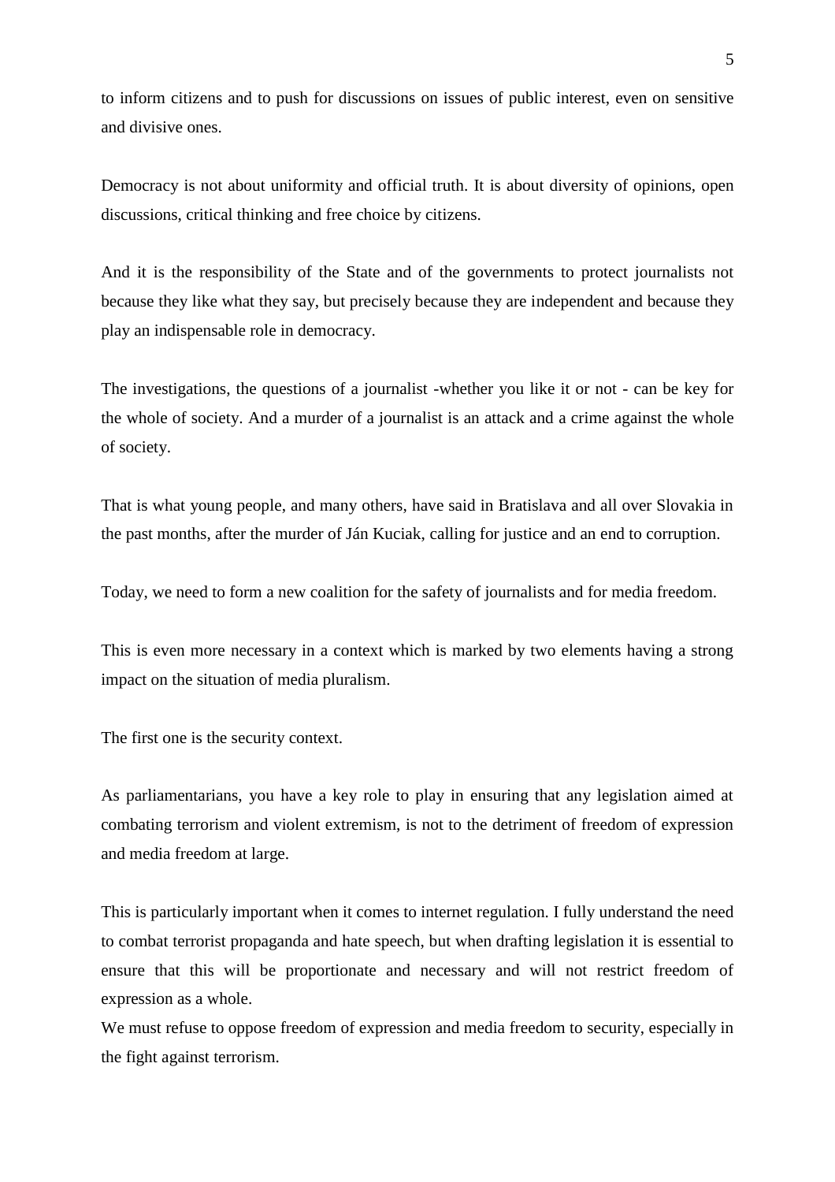to inform citizens and to push for discussions on issues of public interest, even on sensitive and divisive ones.

Democracy is not about uniformity and official truth. It is about diversity of opinions, open discussions, critical thinking and free choice by citizens.

And it is the responsibility of the State and of the governments to protect journalists not because they like what they say, but precisely because they are independent and because they play an indispensable role in democracy.

The investigations, the questions of a journalist -whether you like it or not - can be key for the whole of society. And a murder of a journalist is an attack and a crime against the whole of society.

That is what young people, and many others, have said in Bratislava and all over Slovakia in the past months, after the murder of Ján Kuciak, calling for justice and an end to corruption.

Today, we need to form a new coalition for the safety of journalists and for media freedom.

This is even more necessary in a context which is marked by two elements having a strong impact on the situation of media pluralism.

The first one is the security context.

As parliamentarians, you have a key role to play in ensuring that any legislation aimed at combating terrorism and violent extremism, is not to the detriment of freedom of expression and media freedom at large.

This is particularly important when it comes to internet regulation. I fully understand the need to combat terrorist propaganda and hate speech, but when drafting legislation it is essential to ensure that this will be proportionate and necessary and will not restrict freedom of expression as a whole.

We must refuse to oppose freedom of expression and media freedom to security, especially in the fight against terrorism.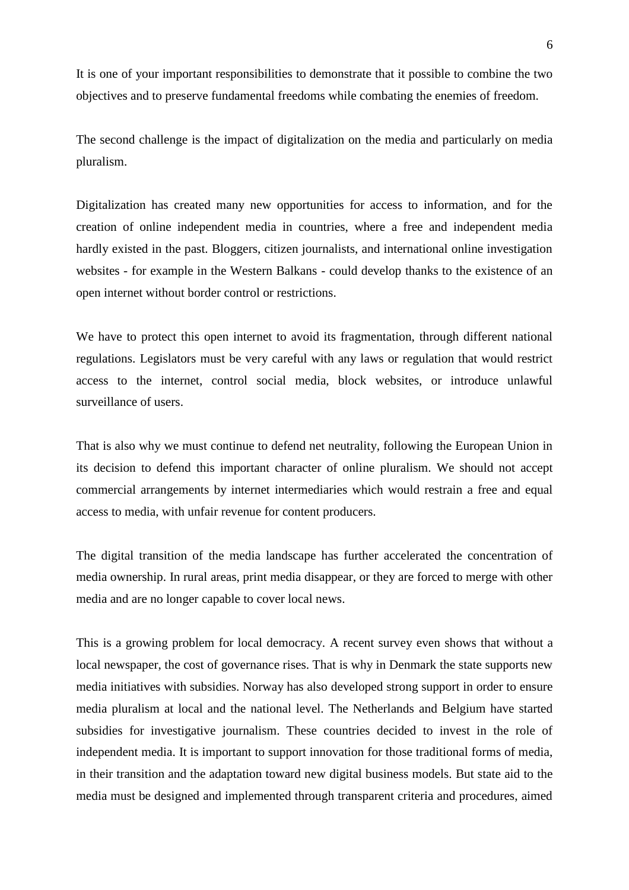It is one of your important responsibilities to demonstrate that it possible to combine the two objectives and to preserve fundamental freedoms while combating the enemies of freedom.

The second challenge is the impact of digitalization on the media and particularly on media pluralism.

Digitalization has created many new opportunities for access to information, and for the creation of online independent media in countries, where a free and independent media hardly existed in the past. Bloggers, citizen journalists, and international online investigation websites - for example in the Western Balkans - could develop thanks to the existence of an open internet without border control or restrictions.

We have to protect this open internet to avoid its fragmentation, through different national regulations. Legislators must be very careful with any laws or regulation that would restrict access to the internet, control social media, block websites, or introduce unlawful surveillance of users.

That is also why we must continue to defend net neutrality, following the European Union in its decision to defend this important character of online pluralism. We should not accept commercial arrangements by internet intermediaries which would restrain a free and equal access to media, with unfair revenue for content producers.

The digital transition of the media landscape has further accelerated the concentration of media ownership. In rural areas, print media disappear, or they are forced to merge with other media and are no longer capable to cover local news.

This is a growing problem for local democracy. A recent survey even shows that without a local newspaper, the cost of governance rises. That is why in Denmark the state supports new media initiatives with subsidies. Norway has also developed strong support in order to ensure media pluralism at local and the national level. The Netherlands and Belgium have started subsidies for investigative journalism. These countries decided to invest in the role of independent media. It is important to support innovation for those traditional forms of media, in their transition and the adaptation toward new digital business models. But state aid to the media must be designed and implemented through transparent criteria and procedures, aimed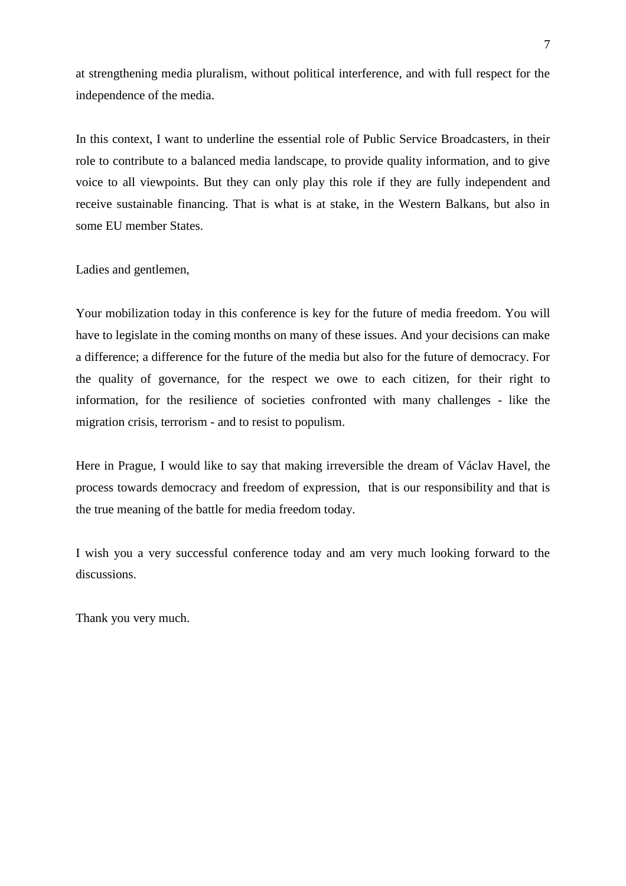at strengthening media pluralism, without political interference, and with full respect for the independence of the media.

In this context, I want to underline the essential role of Public Service Broadcasters, in their role to contribute to a balanced media landscape, to provide quality information, and to give voice to all viewpoints. But they can only play this role if they are fully independent and receive sustainable financing. That is what is at stake, in the Western Balkans, but also in some EU member States.

Ladies and gentlemen,

Your mobilization today in this conference is key for the future of media freedom. You will have to legislate in the coming months on many of these issues. And your decisions can make a difference; a difference for the future of the media but also for the future of democracy. For the quality of governance, for the respect we owe to each citizen, for their right to information, for the resilience of societies confronted with many challenges - like the migration crisis, terrorism - and to resist to populism.

Here in Prague, I would like to say that making irreversible the dream of Václav Havel, the process towards democracy and freedom of expression,  that is our responsibility and that is the true meaning of the battle for media freedom today.

I wish you a very successful conference today and am very much looking forward to the discussions.

Thank you very much.